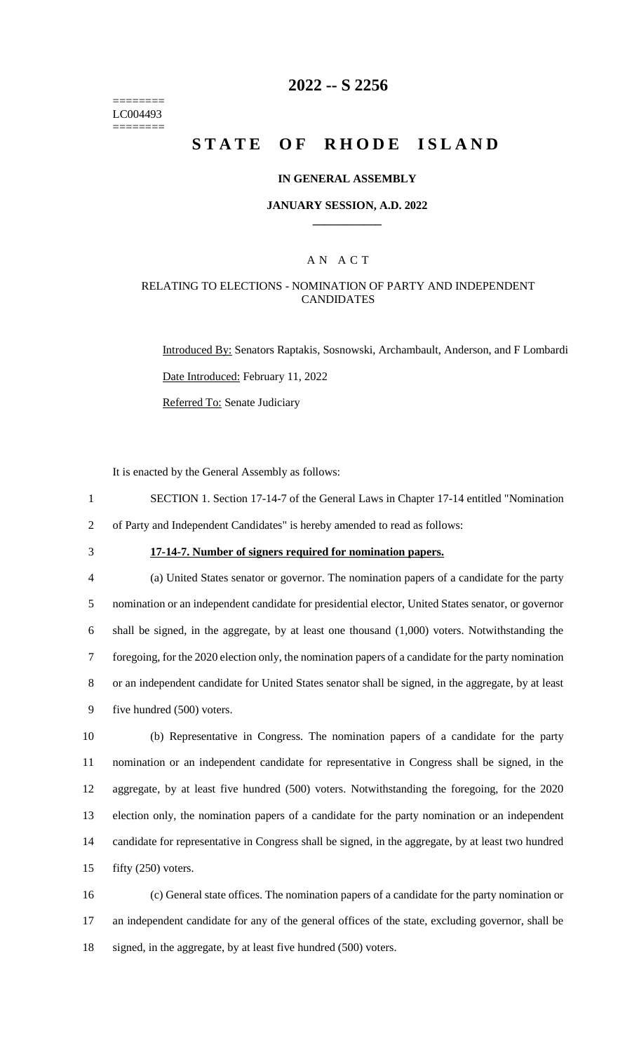========
LC004493
========

# 2022 -- S 2256

# STATE OF RHODE ISLAND

### IN GENERAL ASSEMBLY

### JANUARY SESSION, A.D. 2022

## A N A C T

### RELATING TO ELECTIONS - NOMINATION OF PARTY AND INDEPENDENT CANDIDATES

Introduced By: Senators Raptakis, Sosnowski, Archambault, Anderson, and F Lombardi

Date Introduced: February 11, 2022

Referred To: Senate Judiciary

It is enacted by the General Assembly as follows:

1 SECTION 1. Section 17-14-7 of the General Laws in Chapter 17-14 entitled "Nomination
2 of Party and Independent Candidates" is hereby amended to read as follows:

3 **17-14-7. Number of signers required for nomination papers.**

4 (a) United States senator or governor. The nomination papers of a candidate for the party
5 nomination or an independent candidate for presidential elector, United States senator, or governor
6 shall be signed, in the aggregate, by at least one thousand (1,000) voters. Notwithstanding the
7 foregoing, for the 2020 election only, the nomination papers of a candidate for the party nomination
8 or an independent candidate for United States senator shall be signed, in the aggregate, by at least
9 five hundred (500) voters.

10 (b) Representative in Congress. The nomination papers of a candidate for the party
11 nomination or an independent candidate for representative in Congress shall be signed, in the
12 aggregate, by at least five hundred (500) voters. Notwithstanding the foregoing, for the 2020
13 election only, the nomination papers of a candidate for the party nomination or an independent
14 candidate for representative in Congress shall be signed, in the aggregate, by at least two hundred
15 fifty (250) voters.

16 (c) General state offices. The nomination papers of a candidate for the party nomination or
17 an independent candidate for any of the general offices of the state, excluding governor, shall be
18 signed, in the aggregate, by at least five hundred (500) voters.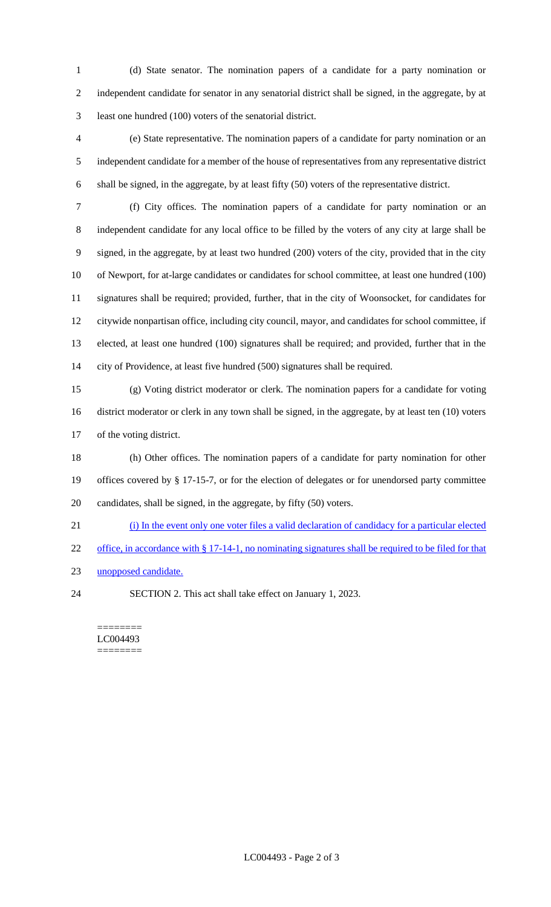(d) State senator. The nomination papers of a candidate for a party nomination or independent candidate for senator in any senatorial district shall be signed, in the aggregate, by at least one hundred (100) voters of the senatorial district.

(e) State representative. The nomination papers of a candidate for party nomination or an independent candidate for a member of the house of representatives from any representative district shall be signed, in the aggregate, by at least fifty (50) voters of the representative district.

(f) City offices. The nomination papers of a candidate for party nomination or an independent candidate for any local office to be filled by the voters of any city at large shall be signed, in the aggregate, by at least two hundred (200) voters of the city, provided that in the city of Newport, for at-large candidates or candidates for school committee, at least one hundred (100) signatures shall be required; provided, further, that in the city of Woonsocket, for candidates for citywide nonpartisan office, including city council, mayor, and candidates for school committee, if elected, at least one hundred (100) signatures shall be required; and provided, further that in the city of Providence, at least five hundred (500) signatures shall be required.

(g) Voting district moderator or clerk. The nomination papers for a candidate for voting district moderator or clerk in any town shall be signed, in the aggregate, by at least ten (10) voters of the voting district.

(h) Other offices. The nomination papers of a candidate for party nomination for other offices covered by § 17-15-7, or for the election of delegates or for unendorsed party committee candidates, shall be signed, in the aggregate, by fifty (50) voters.

(i) In the event only one voter files a valid declaration of candidacy for a particular elected office, in accordance with § 17-14-1, no nominating signatures shall be required to be filed for that unopposed candidate.

SECTION 2. This act shall take effect on January 1, 2023.

========
LC004493
========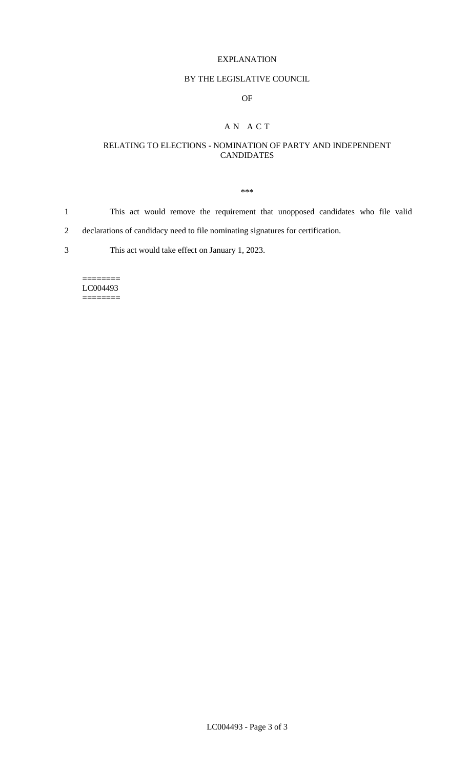EXPLANATION

BY THE LEGISLATIVE COUNCIL

OF

# A N A C T

RELATING TO ELECTIONS - NOMINATION OF PARTY AND INDEPENDENT CANDIDATES

\*\*\*

1. This act would remove the requirement that unopposed candidates who file valid
2. declarations of candidacy need to file nominating signatures for certification.
3. This act would take effect on January 1, 2023.

========
LC004493
========